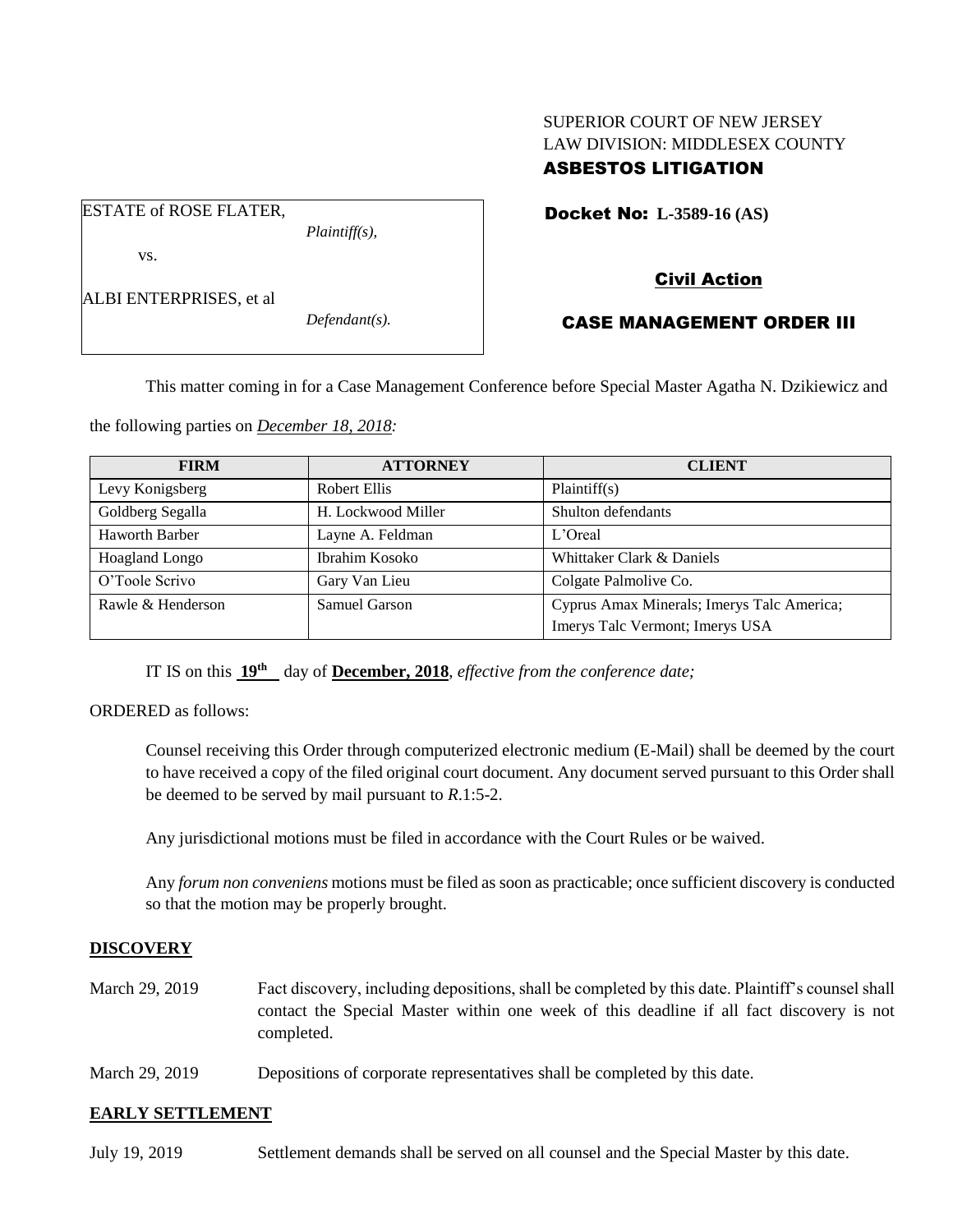SUPERIOR COURT OF NEW JERSEY
LAW DIVISION: MIDDLESEX COUNTY
**ASBESTOS LITIGATION**

ESTATE of ROSE FLATER,
*Plaintiff(s),*

vs.

ALBI ENTERPRISES, et al
*Defendant(s).*

**Docket No: L-3589-16 (AS)**

**Civil Action**

**CASE MANAGEMENT ORDER III**

This matter coming in for a Case Management Conference before Special Master Agatha N. Dzikiewicz and the following parties on ***December 18, 2018:***

| FIRM | ATTORNEY | CLIENT |
|---|---|---|
| Levy Konigsberg | Robert Ellis | Plaintiff(s) |
| Goldberg Segalla | H. Lockwood Miller | Shulton defendants |
| Haworth Barber | Layne A. Feldman | L'Oreal |
| Hoagland Longo | Ibrahim Kosoko | Whittaker Clark & Daniels |
| O'Toole Scrivo | Gary Van Lieu | Colgate Palmolive Co. |
| Rawle & Henderson | Samuel Garson | Cyprus Amax Minerals; Imerys Talc America; Imerys Talc Vermont; Imerys USA |

IT IS on this **19th** day of **December, 2018**, *effective from the conference date;*

ORDERED as follows:

Counsel receiving this Order through computerized electronic medium (E-Mail) shall be deemed by the court to have received a copy of the filed original court document. Any document served pursuant to this Order shall be deemed to be served by mail pursuant to *R*.1:5-2.

Any jurisdictional motions must be filed in accordance with the Court Rules or be waived.

Any *forum non conveniens* motions must be filed as soon as practicable; once sufficient discovery is conducted so that the motion may be properly brought.

## DISCOVERY

March 29, 2019 Fact discovery, including depositions, shall be completed by this date. Plaintiff's counsel shall contact the Special Master within one week of this deadline if all fact discovery is not completed.

March 29, 2019 Depositions of corporate representatives shall be completed by this date.

## EARLY SETTLEMENT

July 19, 2019 Settlement demands shall be served on all counsel and the Special Master by this date.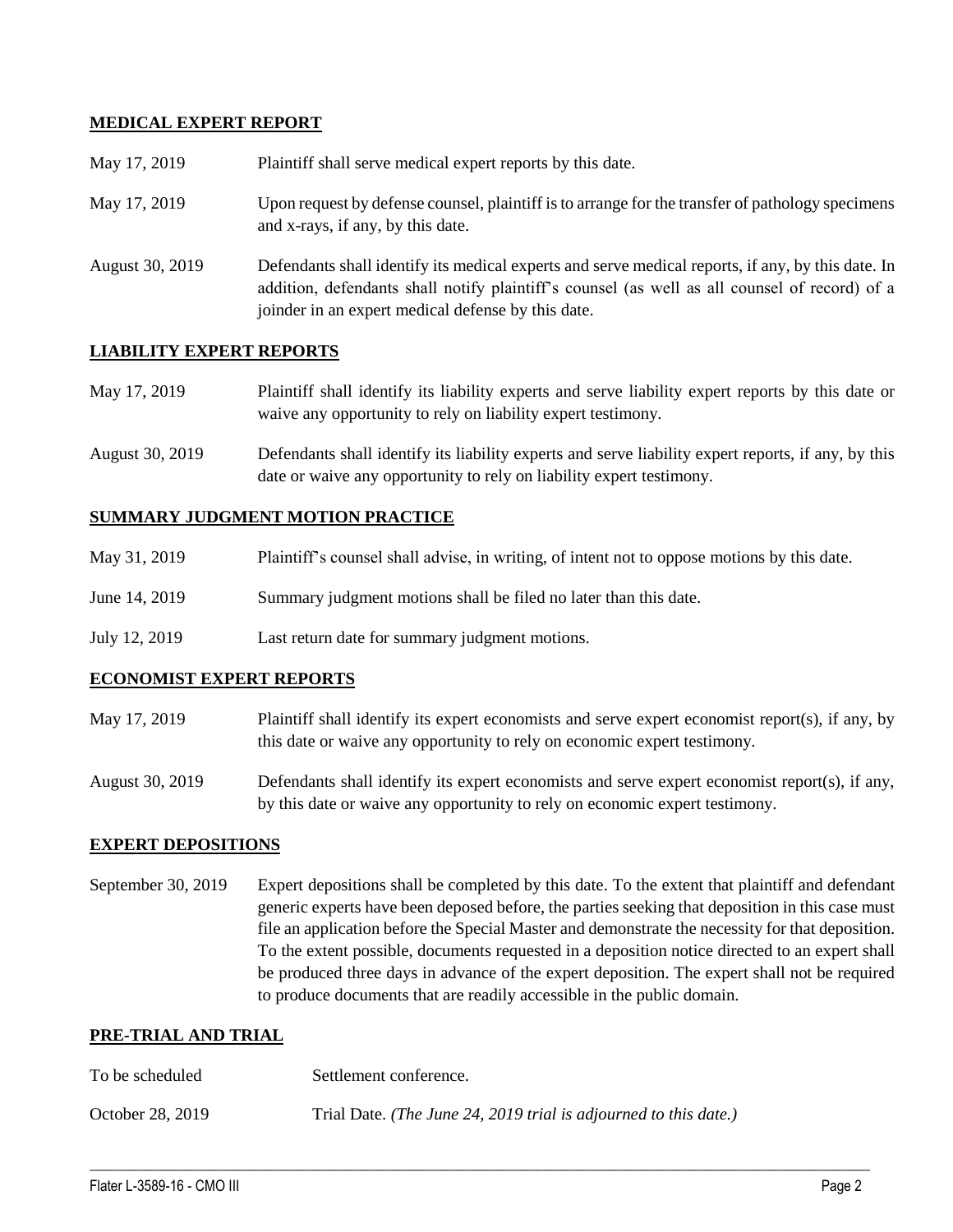**MEDICAL EXPERT REPORT**

| | |
|---|---|
| May 17, 2019 | Plaintiff shall serve medical expert reports by this date. |
| May 17, 2019 | Upon request by defense counsel, plaintiff is to arrange for the transfer of pathology specimens and x-rays, if any, by this date. |
| August 30, 2019 | Defendants shall identify its medical experts and serve medical reports, if any, by this date. In addition, defendants shall notify plaintiff's counsel (as well as all counsel of record) of a joinder in an expert medical defense by this date. |

**LIABILITY EXPERT REPORTS**

| | |
|---|---|
| May 17, 2019 | Plaintiff shall identify its liability experts and serve liability expert reports by this date or waive any opportunity to rely on liability expert testimony. |
| August 30, 2019 | Defendants shall identify its liability experts and serve liability expert reports, if any, by this date or waive any opportunity to rely on liability expert testimony. |

**SUMMARY JUDGMENT MOTION PRACTICE**

| | |
|---|---|
| May 31, 2019 | Plaintiff's counsel shall advise, in writing, of intent not to oppose motions by this date. |
| June 14, 2019 | Summary judgment motions shall be filed no later than this date. |
| July 12, 2019 | Last return date for summary judgment motions. |

**ECONOMIST EXPERT REPORTS**

| | |
|---|---|
| May 17, 2019 | Plaintiff shall identify its expert economists and serve expert economist report(s), if any, by this date or waive any opportunity to rely on economic expert testimony. |
| August 30, 2019 | Defendants shall identify its expert economists and serve expert economist report(s), if any, by this date or waive any opportunity to rely on economic expert testimony. |

**EXPERT DEPOSITIONS**

| | |
|---|---|
| September 30, 2019 | Expert depositions shall be completed by this date. To the extent that plaintiff and defendant generic experts have been deposed before, the parties seeking that deposition in this case must file an application before the Special Master and demonstrate the necessity for that deposition. To the extent possible, documents requested in a deposition notice directed to an expert shall be produced three days in advance of the expert deposition. The expert shall not be required to produce documents that are readily accessible in the public domain. |

**PRE-TRIAL AND TRIAL**

| | |
|---|---|
| To be scheduled | Settlement conference. |
| October 28, 2019 | Trial Date. *(The June 24, 2019 trial is adjourned to this date.)* |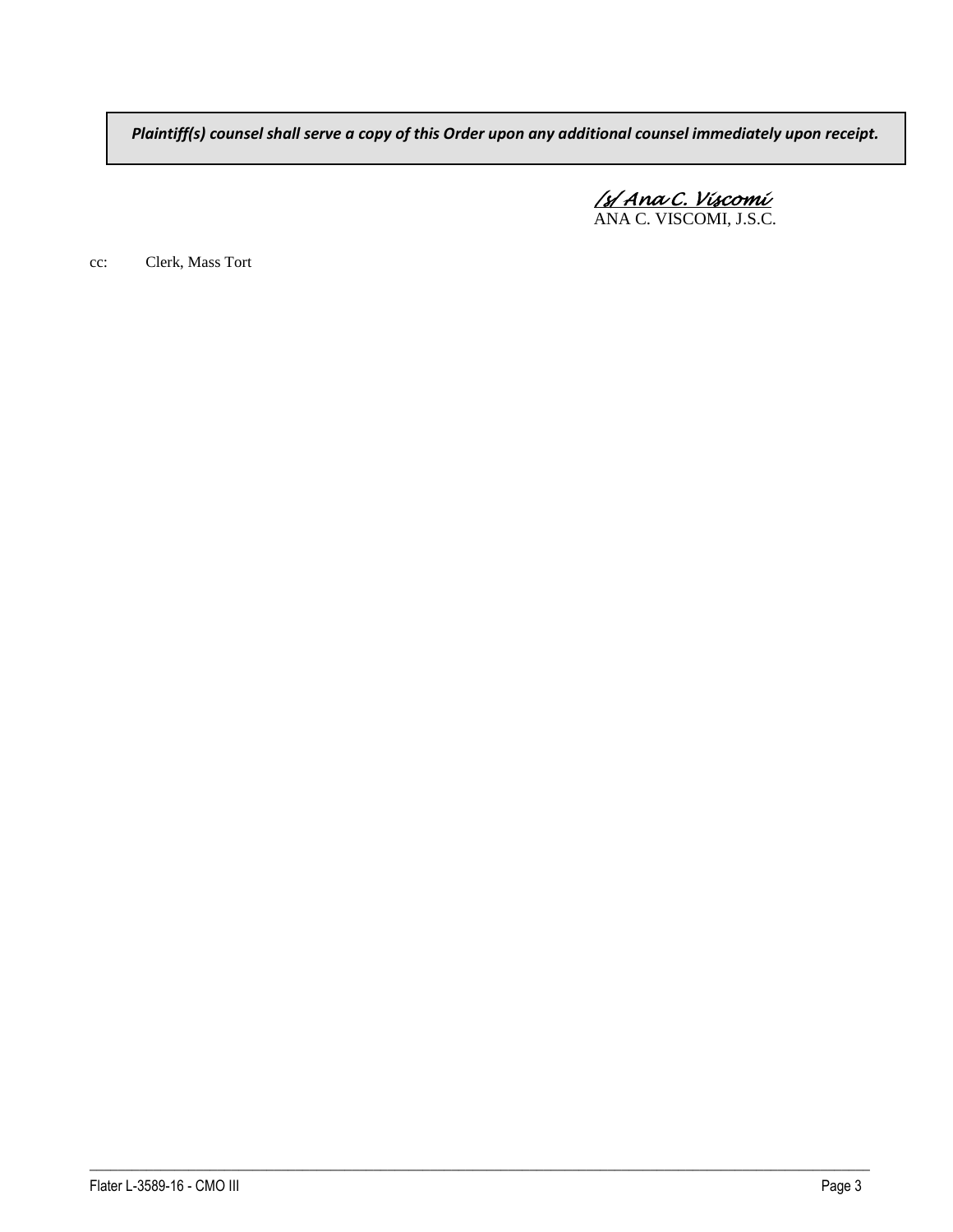***Plaintiff(s) counsel shall serve a copy of this Order upon any additional counsel immediately upon receipt.***

/s/ Ana C. Viscomi
ANA C. VISCOMI, J.S.C.

cc: Clerk, Mass Tort